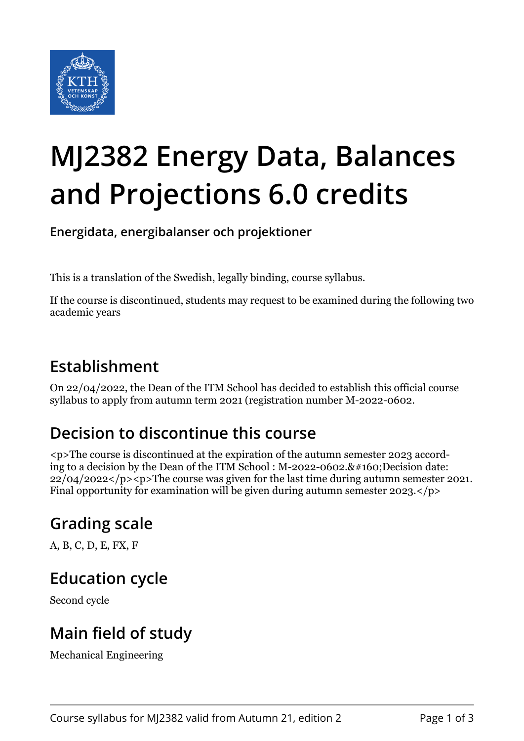# MJ2382 Energy Data, Balances and Projections 6.0 credits

**Energidata, energibalanser och projektioner**

This is a translation of the Swedish, legally binding, course syllabus.

If the course is discontinued, students may request to be examined during the following two academic years

## Establishment

On 22/04/2022, the Dean of the ITM School has decided to establish this official course syllabus to apply from autumn term 2021 (registration number M-2022-0602.

## Decision to discontinue this course

<p>The course is discontinued at the expiration of the autumn semester 2023 according to a decision by the Dean of the ITM School : M-2022-0602.&#160;Decision date: 22/04/2022</p><p>The course was given for the last time during autumn semester 2021. Final opportunity for examination will be given during autumn semester 2023.</p>

## Grading scale

A, B, C, D, E, FX, F

## Education cycle

Second cycle

## Main field of study

Mechanical Engineering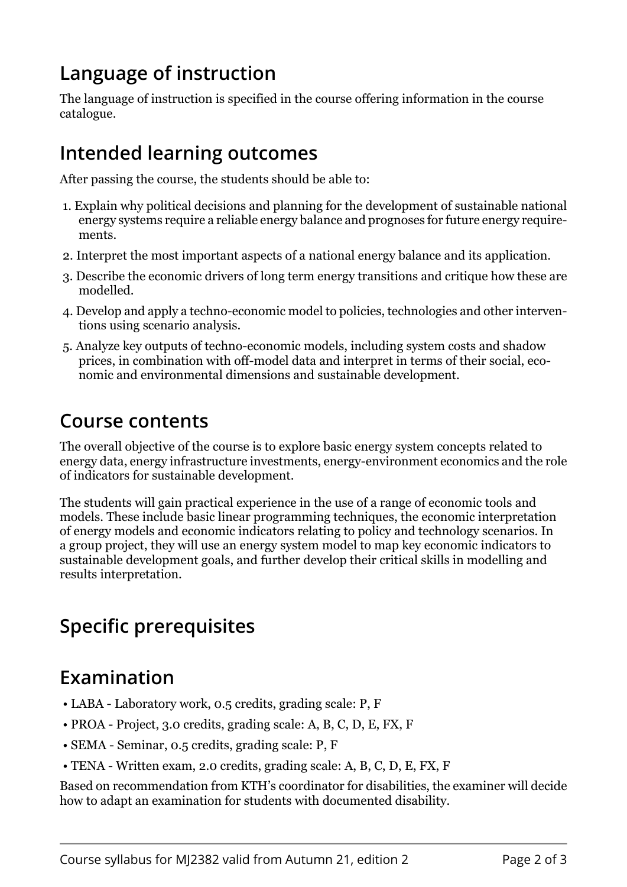## Language of instruction

The language of instruction is specified in the course offering information in the course catalogue.

## Intended learning outcomes

After passing the course, the students should be able to:

1. Explain why political decisions and planning for the development of sustainable national energy systems require a reliable energy balance and prognoses for future energy requirements.
2. Interpret the most important aspects of a national energy balance and its application.
3. Describe the economic drivers of long term energy transitions and critique how these are modelled.
4. Develop and apply a techno-economic model to policies, technologies and other interventions using scenario analysis.
5. Analyze key outputs of techno-economic models, including system costs and shadow prices, in combination with off-model data and interpret in terms of their social, economic and environmental dimensions and sustainable development.

## Course contents

The overall objective of the course is to explore basic energy system concepts related to energy data, energy infrastructure investments, energy-environment economics and the role of indicators for sustainable development.

The students will gain practical experience in the use of a range of economic tools and models. These include basic linear programming techniques, the economic interpretation of energy models and economic indicators relating to policy and technology scenarios. In a group project, they will use an energy system model to map key economic indicators to sustainable development goals, and further develop their critical skills in modelling and results interpretation.

## Specific prerequisites

## Examination

- LABA - Laboratory work, 0.5 credits, grading scale: P, F
- PROA - Project, 3.0 credits, grading scale: A, B, C, D, E, FX, F
- SEMA - Seminar, 0.5 credits, grading scale: P, F
- TENA - Written exam, 2.0 credits, grading scale: A, B, C, D, E, FX, F

Based on recommendation from KTH's coordinator for disabilities, the examiner will decide how to adapt an examination for students with documented disability.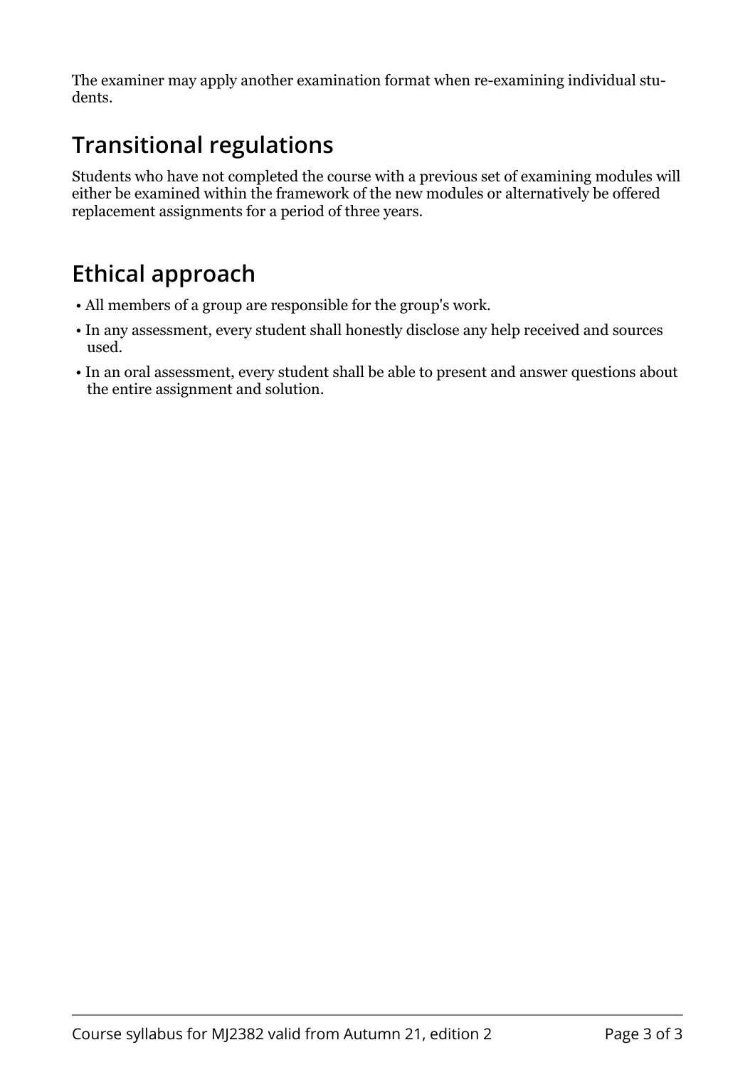The examiner may apply another examination format when re-examining individual students.

## Transitional regulations

Students who have not completed the course with a previous set of examining modules will either be examined within the framework of the new modules or alternatively be offered replacement assignments for a period of three years.

## Ethical approach

- All members of a group are responsible for the group's work.
- In any assessment, every student shall honestly disclose any help received and sources used.
- In an oral assessment, every student shall be able to present and answer questions about the entire assignment and solution.